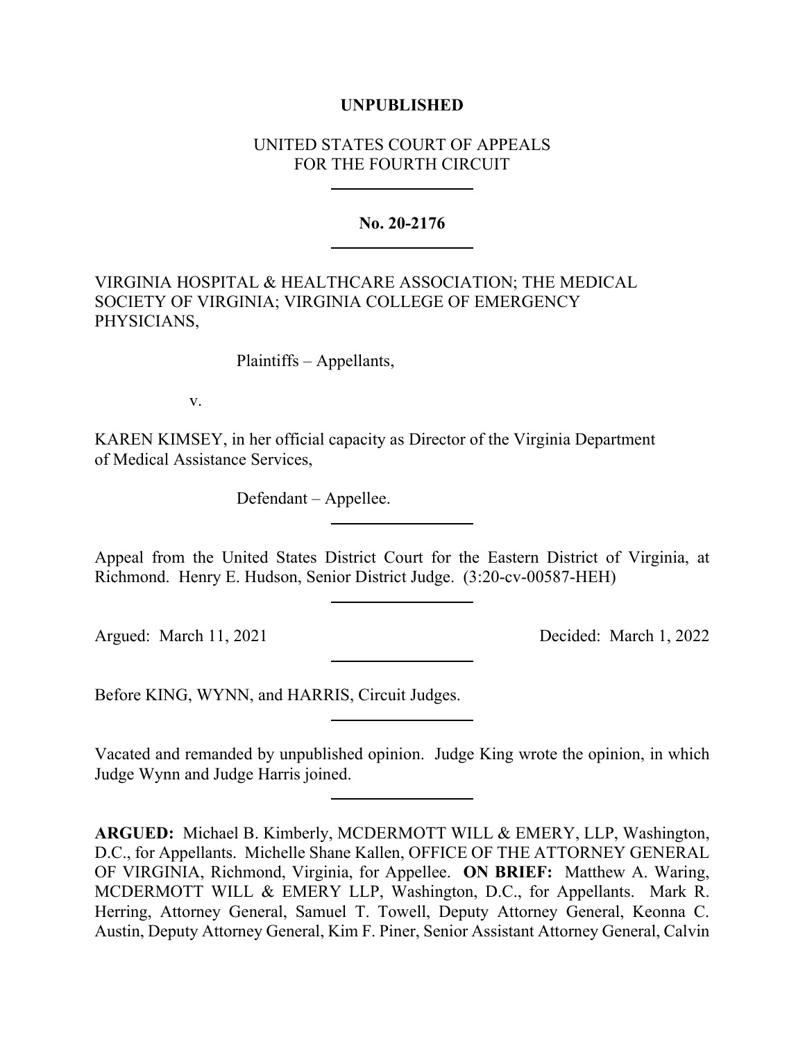**UNPUBLISHED**

UNITED STATES COURT OF APPEALS
FOR THE FOURTH CIRCUIT

---

**No. 20-2176**

---

VIRGINIA HOSPITAL & HEALTHCARE ASSOCIATION; THE MEDICAL SOCIETY OF VIRGINIA; VIRGINIA COLLEGE OF EMERGENCY PHYSICIANS,

Plaintiffs – Appellants,

v.

KAREN KIMSEY, in her official capacity as Director of the Virginia Department of Medical Assistance Services,

Defendant – Appellee.

---

Appeal from the United States District Court for the Eastern District of Virginia, at Richmond. Henry E. Hudson, Senior District Judge. (3:20-cv-00587-HEH)

---

Argued: March 11, 2021 Decided: March 1, 2022

---

Before KING, WYNN, and HARRIS, Circuit Judges.

---

Vacated and remanded by unpublished opinion. Judge King wrote the opinion, in which Judge Wynn and Judge Harris joined.

---

**ARGUED:** Michael B. Kimberly, MCDERMOTT WILL & EMERY, LLP, Washington, D.C., for Appellants. Michelle Shane Kallen, OFFICE OF THE ATTORNEY GENERAL OF VIRGINIA, Richmond, Virginia, for Appellee. **ON BRIEF:** Matthew A. Waring, MCDERMOTT WILL & EMERY LLP, Washington, D.C., for Appellants. Mark R. Herring, Attorney General, Samuel T. Towell, Deputy Attorney General, Keonna C. Austin, Deputy Attorney General, Kim F. Piner, Senior Assistant Attorney General, Calvin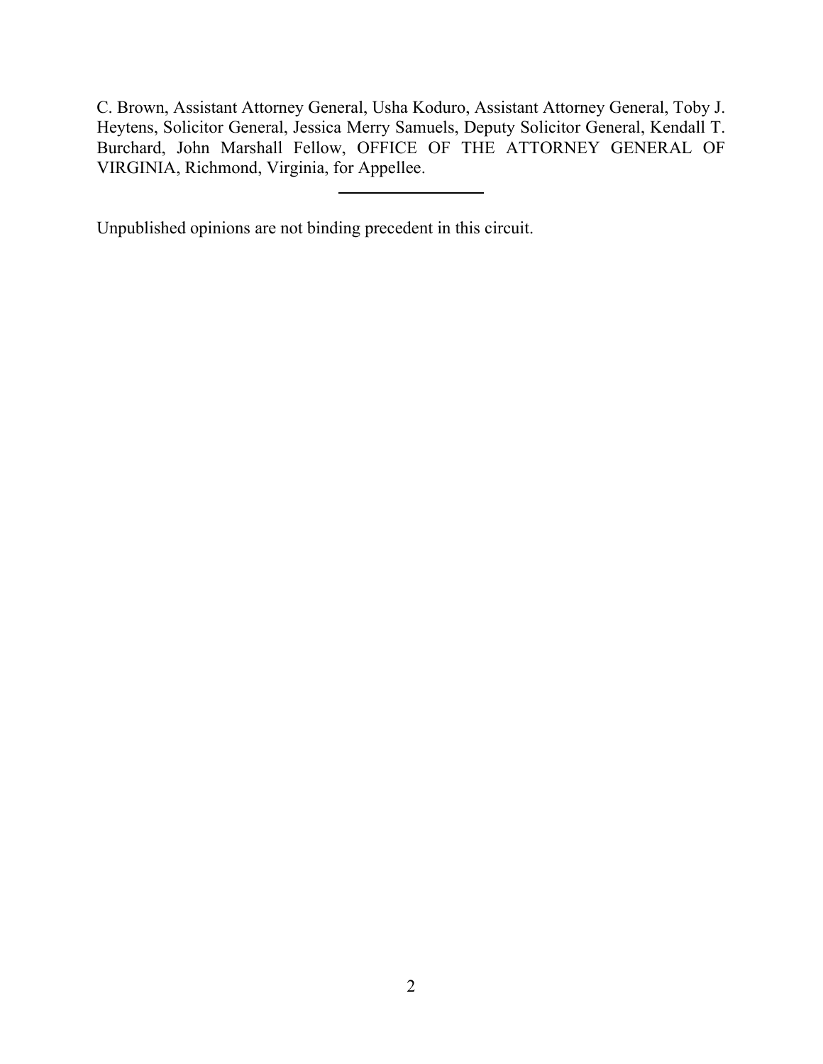C. Brown, Assistant Attorney General, Usha Koduro, Assistant Attorney General, Toby J. Heytens, Solicitor General, Jessica Merry Samuels, Deputy Solicitor General, Kendall T. Burchard, John Marshall Fellow, OFFICE OF THE ATTORNEY GENERAL OF VIRGINIA, Richmond, Virginia, for Appellee.

---

Unpublished opinions are not binding precedent in this circuit.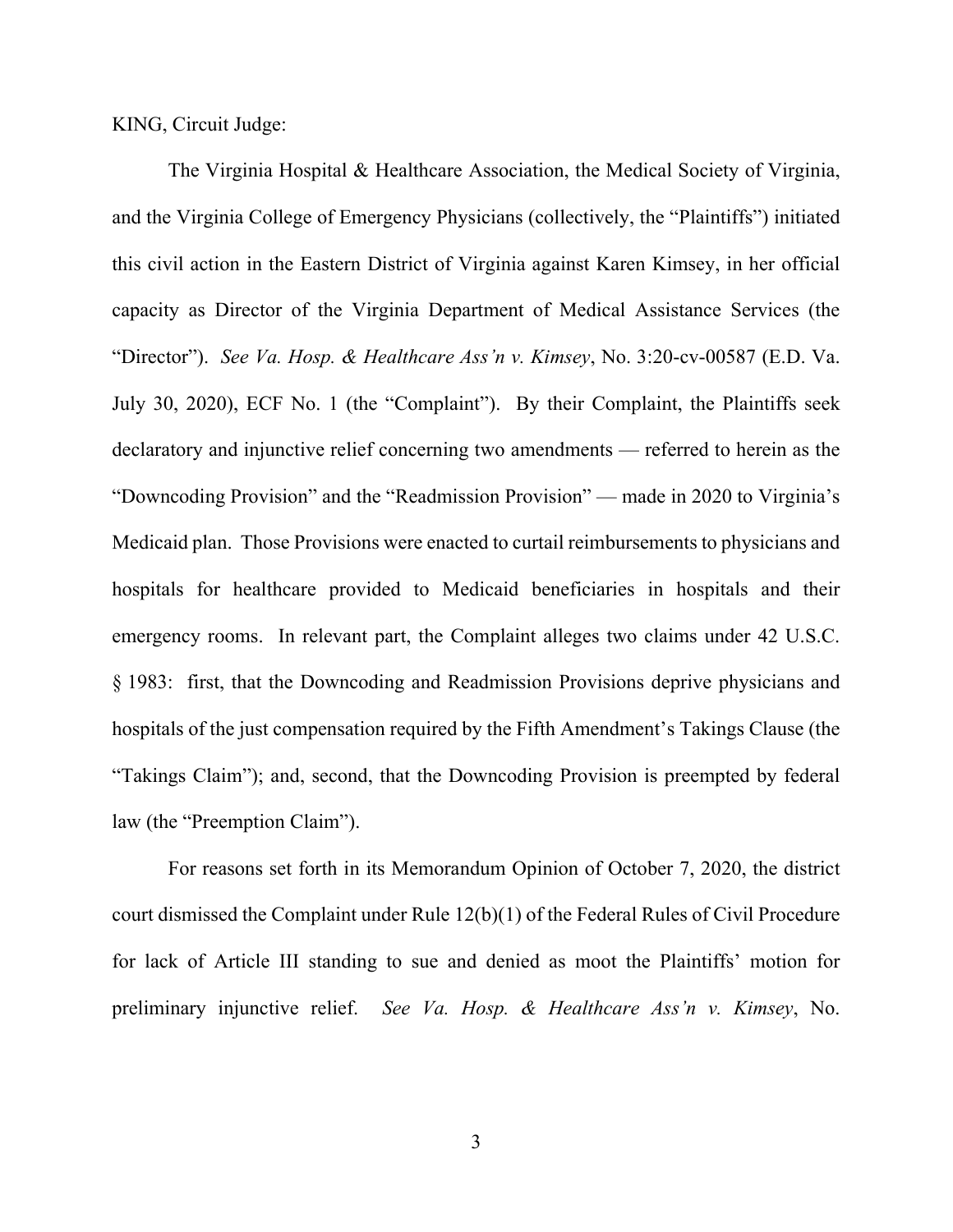KING, Circuit Judge:

The Virginia Hospital & Healthcare Association, the Medical Society of Virginia, and the Virginia College of Emergency Physicians (collectively, the "Plaintiffs") initiated this civil action in the Eastern District of Virginia against Karen Kimsey, in her official capacity as Director of the Virginia Department of Medical Assistance Services (the "Director"). *See Va. Hosp. & Healthcare Ass'n v. Kimsey*, No. 3:20-cv-00587 (E.D. Va. July 30, 2020), ECF No. 1 (the "Complaint"). By their Complaint, the Plaintiffs seek declaratory and injunctive relief concerning two amendments — referred to herein as the "Downcoding Provision" and the "Readmission Provision" — made in 2020 to Virginia's Medicaid plan. Those Provisions were enacted to curtail reimbursements to physicians and hospitals for healthcare provided to Medicaid beneficiaries in hospitals and their emergency rooms. In relevant part, the Complaint alleges two claims under 42 U.S.C. § 1983: first, that the Downcoding and Readmission Provisions deprive physicians and hospitals of the just compensation required by the Fifth Amendment's Takings Clause (the "Takings Claim"); and, second, that the Downcoding Provision is preempted by federal law (the "Preemption Claim").

For reasons set forth in its Memorandum Opinion of October 7, 2020, the district court dismissed the Complaint under Rule 12(b)(1) of the Federal Rules of Civil Procedure for lack of Article III standing to sue and denied as moot the Plaintiffs' motion for preliminary injunctive relief. *See Va. Hosp. & Healthcare Ass'n v. Kimsey*, No.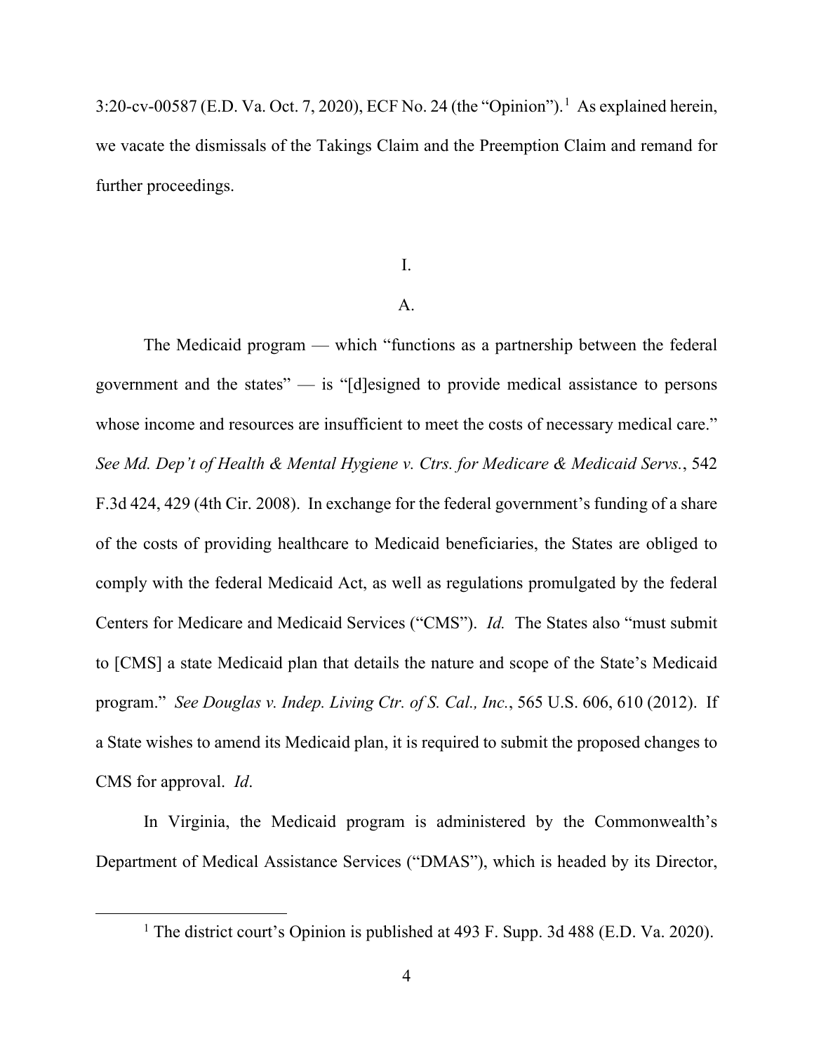3:20-cv-00587 (E.D. Va. Oct. 7, 2020), ECF No. 24 (the "Opinion").[1] As explained herein, we vacate the dismissals of the Takings Claim and the Preemption Claim and remand for further proceedings.

I.

A.

The Medicaid program — which "functions as a partnership between the federal government and the states" — is "[d]esigned to provide medical assistance to persons whose income and resources are insufficient to meet the costs of necessary medical care." *See Md. Dep't of Health & Mental Hygiene v. Ctrs. for Medicare & Medicaid Servs.*, 542 F.3d 424, 429 (4th Cir. 2008). In exchange for the federal government's funding of a share of the costs of providing healthcare to Medicaid beneficiaries, the States are obliged to comply with the federal Medicaid Act, as well as regulations promulgated by the federal Centers for Medicare and Medicaid Services ("CMS"). *Id.* The States also "must submit to [CMS] a state Medicaid plan that details the nature and scope of the State's Medicaid program." *See Douglas v. Indep. Living Ctr. of S. Cal., Inc.*, 565 U.S. 606, 610 (2012). If a State wishes to amend its Medicaid plan, it is required to submit the proposed changes to CMS for approval. *Id*.

In Virginia, the Medicaid program is administered by the Commonwealth's Department of Medical Assistance Services ("DMAS"), which is headed by its Director,

[1] The district court's Opinion is published at 493 F. Supp. 3d 488 (E.D. Va. 2020).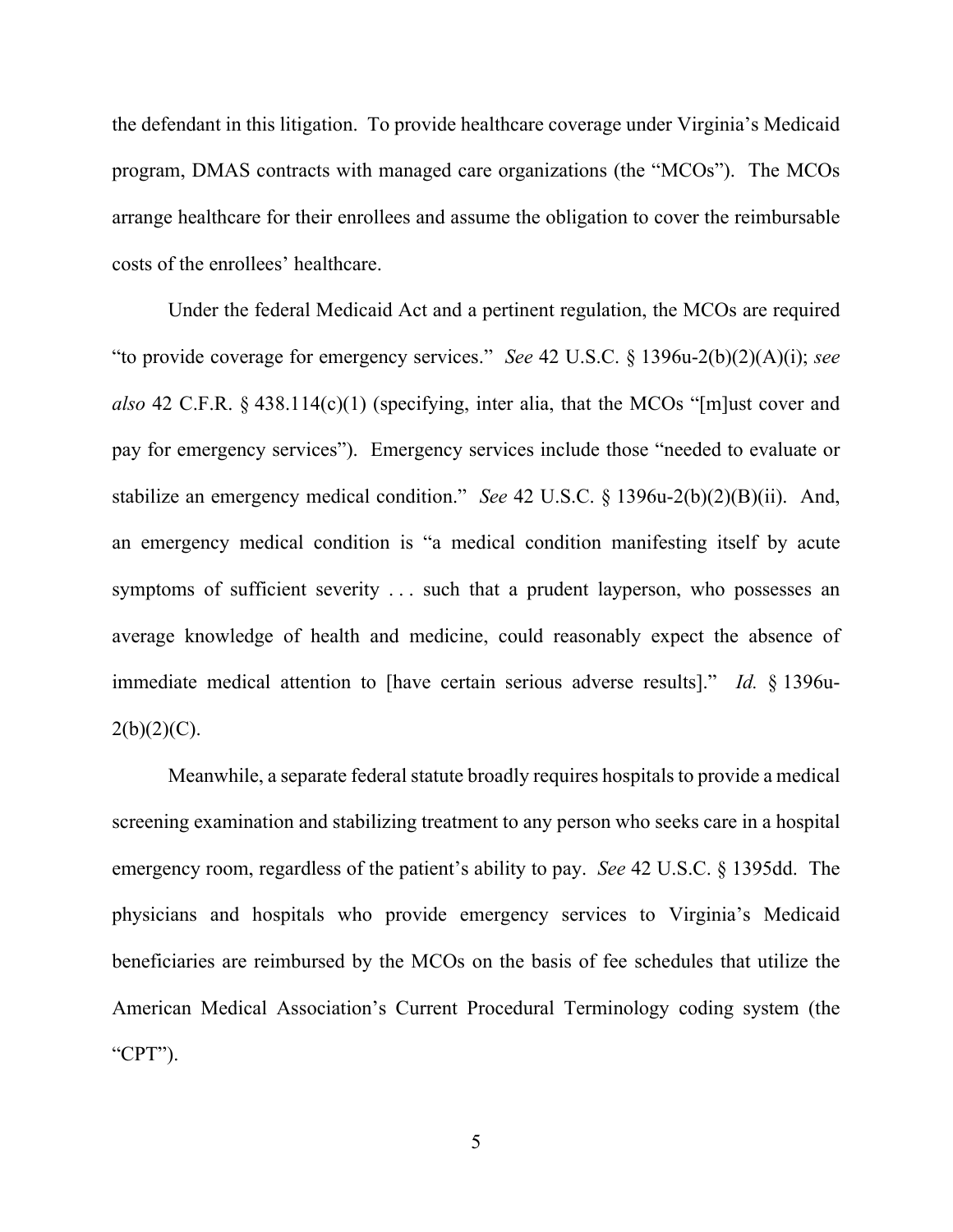the defendant in this litigation. To provide healthcare coverage under Virginia's Medicaid program, DMAS contracts with managed care organizations (the "MCOs"). The MCOs arrange healthcare for their enrollees and assume the obligation to cover the reimbursable costs of the enrollees' healthcare.

Under the federal Medicaid Act and a pertinent regulation, the MCOs are required "to provide coverage for emergency services." *See* 42 U.S.C. § 1396u-2(b)(2)(A)(i); *see also* 42 C.F.R. § 438.114(c)(1) (specifying, inter alia, that the MCOs "[m]ust cover and pay for emergency services"). Emergency services include those "needed to evaluate or stabilize an emergency medical condition." *See* 42 U.S.C. § 1396u-2(b)(2)(B)(ii). And, an emergency medical condition is "a medical condition manifesting itself by acute symptoms of sufficient severity . . . such that a prudent layperson, who possesses an average knowledge of health and medicine, could reasonably expect the absence of immediate medical attention to [have certain serious adverse results]." *Id.* § 1396u-2(b)(2)(C).

Meanwhile, a separate federal statute broadly requires hospitals to provide a medical screening examination and stabilizing treatment to any person who seeks care in a hospital emergency room, regardless of the patient's ability to pay. *See* 42 U.S.C. § 1395dd. The physicians and hospitals who provide emergency services to Virginia's Medicaid beneficiaries are reimbursed by the MCOs on the basis of fee schedules that utilize the American Medical Association's Current Procedural Terminology coding system (the "CPT").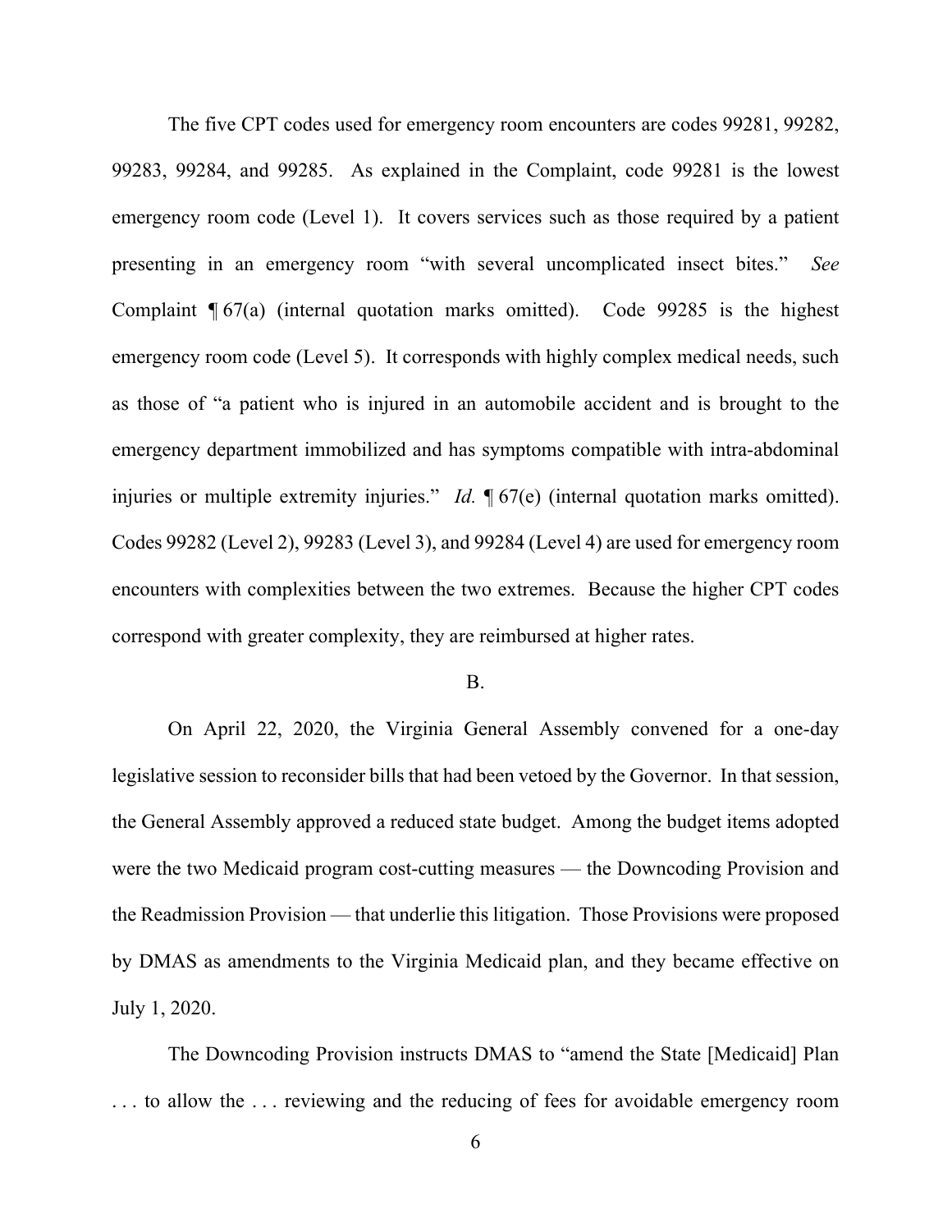The five CPT codes used for emergency room encounters are codes 99281, 99282, 99283, 99284, and 99285. As explained in the Complaint, code 99281 is the lowest emergency room code (Level 1). It covers services such as those required by a patient presenting in an emergency room "with several uncomplicated insect bites." *See* Complaint ¶ 67(a) (internal quotation marks omitted). Code 99285 is the highest emergency room code (Level 5). It corresponds with highly complex medical needs, such as those of "a patient who is injured in an automobile accident and is brought to the emergency department immobilized and has symptoms compatible with intra-abdominal injuries or multiple extremity injuries." *Id.* ¶ 67(e) (internal quotation marks omitted). Codes 99282 (Level 2), 99283 (Level 3), and 99284 (Level 4) are used for emergency room encounters with complexities between the two extremes. Because the higher CPT codes correspond with greater complexity, they are reimbursed at higher rates.

B.

On April 22, 2020, the Virginia General Assembly convened for a one-day legislative session to reconsider bills that had been vetoed by the Governor. In that session, the General Assembly approved a reduced state budget. Among the budget items adopted were the two Medicaid program cost-cutting measures — the Downcoding Provision and the Readmission Provision — that underlie this litigation. Those Provisions were proposed by DMAS as amendments to the Virginia Medicaid plan, and they became effective on July 1, 2020.

The Downcoding Provision instructs DMAS to "amend the State [Medicaid] Plan . . . to allow the . . . reviewing and the reducing of fees for avoidable emergency room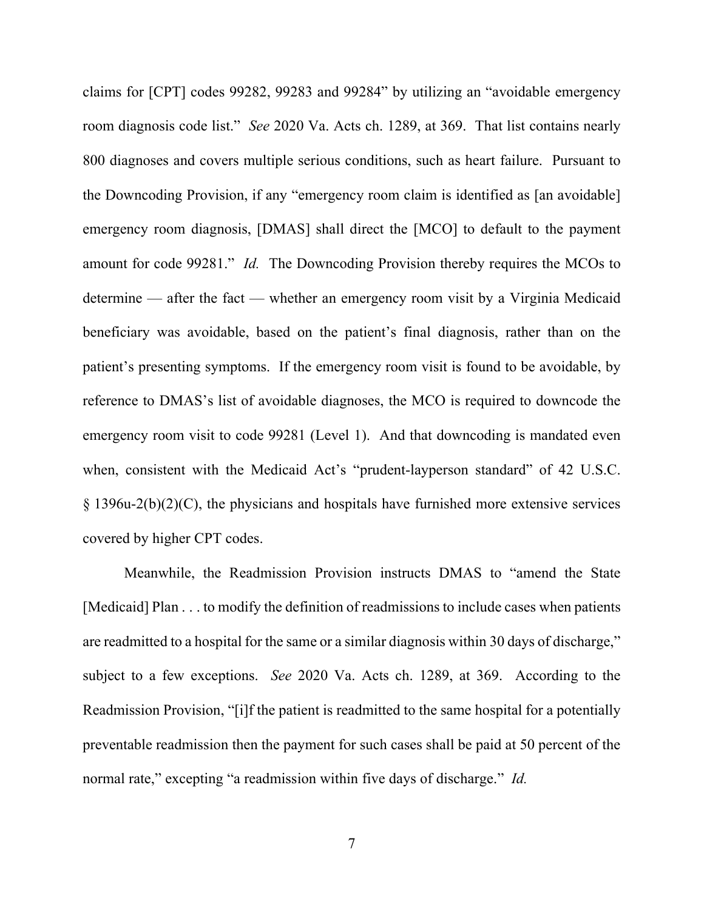claims for [CPT] codes 99282, 99283 and 99284" by utilizing an "avoidable emergency room diagnosis code list." *See* 2020 Va. Acts ch. 1289, at 369. That list contains nearly 800 diagnoses and covers multiple serious conditions, such as heart failure. Pursuant to the Downcoding Provision, if any "emergency room claim is identified as [an avoidable] emergency room diagnosis, [DMAS] shall direct the [MCO] to default to the payment amount for code 99281." *Id.* The Downcoding Provision thereby requires the MCOs to determine — after the fact — whether an emergency room visit by a Virginia Medicaid beneficiary was avoidable, based on the patient's final diagnosis, rather than on the patient's presenting symptoms. If the emergency room visit is found to be avoidable, by reference to DMAS's list of avoidable diagnoses, the MCO is required to downcode the emergency room visit to code 99281 (Level 1). And that downcoding is mandated even when, consistent with the Medicaid Act's "prudent-layperson standard" of 42 U.S.C. § 1396u-2(b)(2)(C), the physicians and hospitals have furnished more extensive services covered by higher CPT codes.

Meanwhile, the Readmission Provision instructs DMAS to "amend the State [Medicaid] Plan . . . to modify the definition of readmissions to include cases when patients are readmitted to a hospital for the same or a similar diagnosis within 30 days of discharge," subject to a few exceptions. *See* 2020 Va. Acts ch. 1289, at 369. According to the Readmission Provision, "[i]f the patient is readmitted to the same hospital for a potentially preventable readmission then the payment for such cases shall be paid at 50 percent of the normal rate," excepting "a readmission within five days of discharge." *Id.*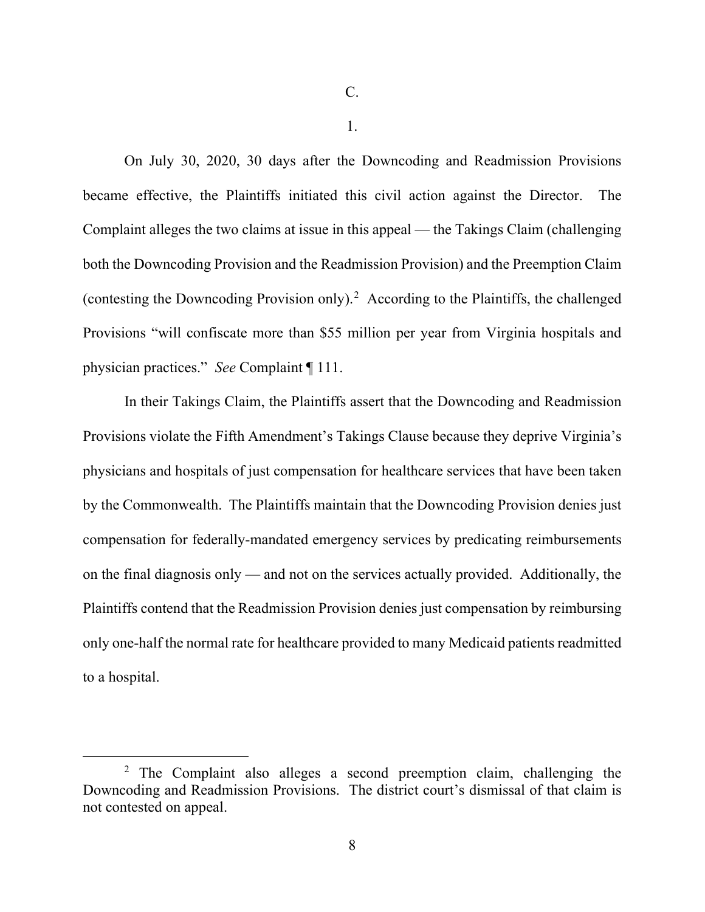C.

1.

On July 30, 2020, 30 days after the Downcoding and Readmission Provisions became effective, the Plaintiffs initiated this civil action against the Director. The Complaint alleges the two claims at issue in this appeal — the Takings Claim (challenging both the Downcoding Provision and the Readmission Provision) and the Preemption Claim (contesting the Downcoding Provision only).[2] According to the Plaintiffs, the challenged Provisions "will confiscate more than $55 million per year from Virginia hospitals and physician practices." *See* Complaint ¶ 111.

In their Takings Claim, the Plaintiffs assert that the Downcoding and Readmission Provisions violate the Fifth Amendment's Takings Clause because they deprive Virginia's physicians and hospitals of just compensation for healthcare services that have been taken by the Commonwealth. The Plaintiffs maintain that the Downcoding Provision denies just compensation for federally-mandated emergency services by predicating reimbursements on the final diagnosis only — and not on the services actually provided. Additionally, the Plaintiffs contend that the Readmission Provision denies just compensation by reimbursing only one-half the normal rate for healthcare provided to many Medicaid patients readmitted to a hospital.

[2] The Complaint also alleges a second preemption claim, challenging the Downcoding and Readmission Provisions. The district court's dismissal of that claim is not contested on appeal.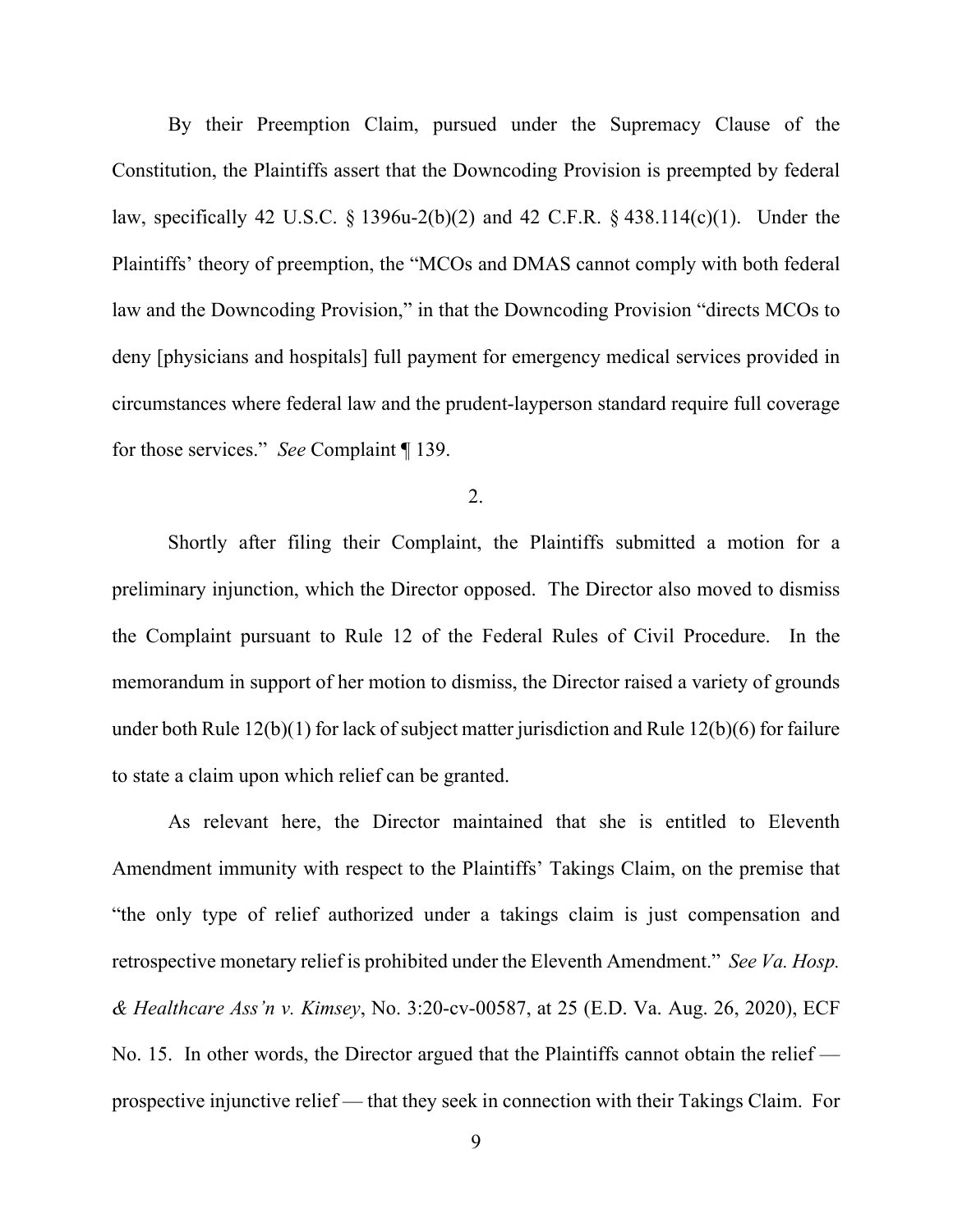By their Preemption Claim, pursued under the Supremacy Clause of the Constitution, the Plaintiffs assert that the Downcoding Provision is preempted by federal law, specifically 42 U.S.C. § 1396u-2(b)(2) and 42 C.F.R. § 438.114(c)(1). Under the Plaintiffs' theory of preemption, the "MCOs and DMAS cannot comply with both federal law and the Downcoding Provision," in that the Downcoding Provision "directs MCOs to deny [physicians and hospitals] full payment for emergency medical services provided in circumstances where federal law and the prudent-layperson standard require full coverage for those services." *See* Complaint ¶ 139.

2.

Shortly after filing their Complaint, the Plaintiffs submitted a motion for a preliminary injunction, which the Director opposed. The Director also moved to dismiss the Complaint pursuant to Rule 12 of the Federal Rules of Civil Procedure. In the memorandum in support of her motion to dismiss, the Director raised a variety of grounds under both Rule 12(b)(1) for lack of subject matter jurisdiction and Rule 12(b)(6) for failure to state a claim upon which relief can be granted.

As relevant here, the Director maintained that she is entitled to Eleventh Amendment immunity with respect to the Plaintiffs' Takings Claim, on the premise that "the only type of relief authorized under a takings claim is just compensation and retrospective monetary relief is prohibited under the Eleventh Amendment." *See Va. Hosp. & Healthcare Ass'n v. Kimsey*, No. 3:20-cv-00587, at 25 (E.D. Va. Aug. 26, 2020), ECF No. 15. In other words, the Director argued that the Plaintiffs cannot obtain the relief — prospective injunctive relief — that they seek in connection with their Takings Claim. For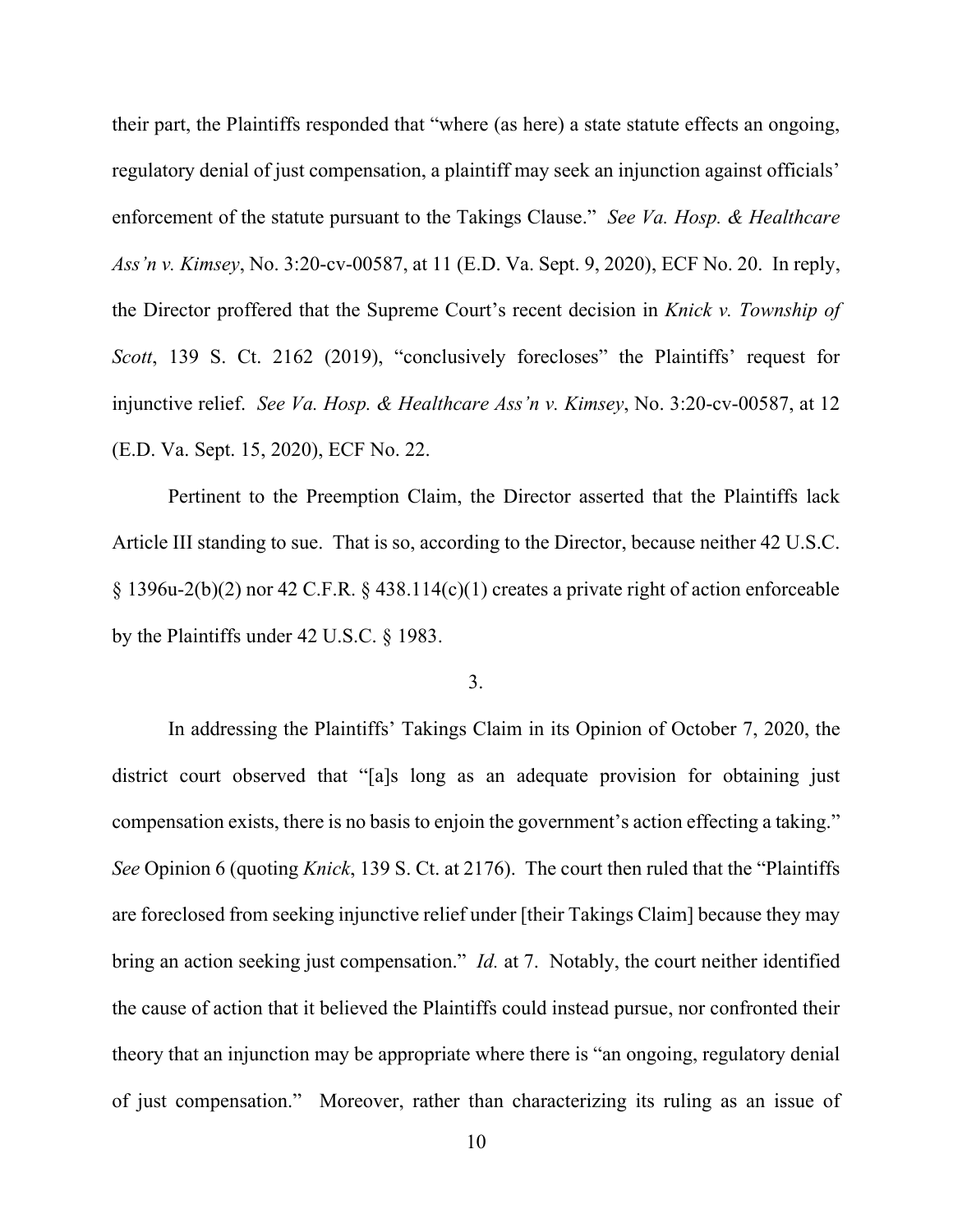their part, the Plaintiffs responded that "where (as here) a state statute effects an ongoing, regulatory denial of just compensation, a plaintiff may seek an injunction against officials' enforcement of the statute pursuant to the Takings Clause." *See Va. Hosp. & Healthcare Ass'n v. Kimsey*, No. 3:20-cv-00587, at 11 (E.D. Va. Sept. 9, 2020), ECF No. 20. In reply, the Director proffered that the Supreme Court's recent decision in *Knick v. Township of Scott*, 139 S. Ct. 2162 (2019), "conclusively forecloses" the Plaintiffs' request for injunctive relief. *See Va. Hosp. & Healthcare Ass'n v. Kimsey*, No. 3:20-cv-00587, at 12 (E.D. Va. Sept. 15, 2020), ECF No. 22.

Pertinent to the Preemption Claim, the Director asserted that the Plaintiffs lack Article III standing to sue. That is so, according to the Director, because neither 42 U.S.C. § 1396u-2(b)(2) nor 42 C.F.R. § 438.114(c)(1) creates a private right of action enforceable by the Plaintiffs under 42 U.S.C. § 1983.

3.

In addressing the Plaintiffs' Takings Claim in its Opinion of October 7, 2020, the district court observed that "[a]s long as an adequate provision for obtaining just compensation exists, there is no basis to enjoin the government's action effecting a taking." *See* Opinion 6 (quoting *Knick*, 139 S. Ct. at 2176). The court then ruled that the "Plaintiffs are foreclosed from seeking injunctive relief under [their Takings Claim] because they may bring an action seeking just compensation." *Id.* at 7. Notably, the court neither identified the cause of action that it believed the Plaintiffs could instead pursue, nor confronted their theory that an injunction may be appropriate where there is "an ongoing, regulatory denial of just compensation." Moreover, rather than characterizing its ruling as an issue of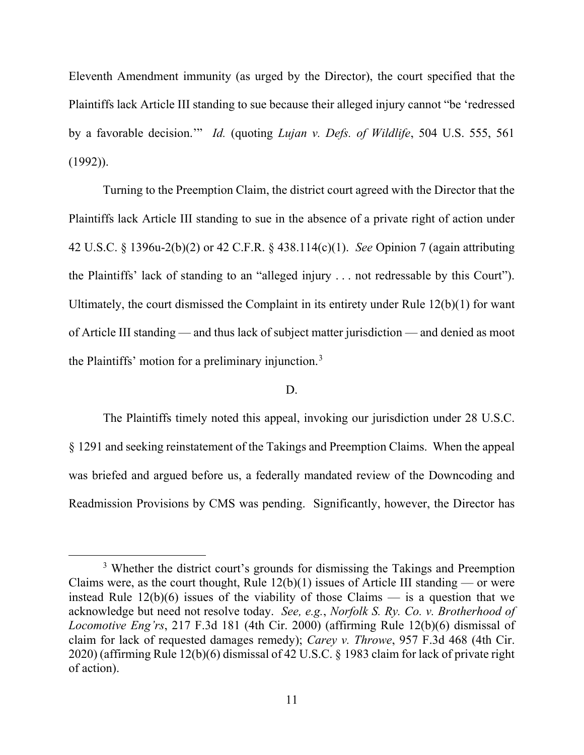Eleventh Amendment immunity (as urged by the Director), the court specified that the Plaintiffs lack Article III standing to sue because their alleged injury cannot "be 'redressed by a favorable decision.'" *Id.* (quoting *Lujan v. Defs. of Wildlife*, 504 U.S. 555, 561 (1992)).

Turning to the Preemption Claim, the district court agreed with the Director that the Plaintiffs lack Article III standing to sue in the absence of a private right of action under 42 U.S.C. § 1396u-2(b)(2) or 42 C.F.R. § 438.114(c)(1). *See* Opinion 7 (again attributing the Plaintiffs' lack of standing to an "alleged injury . . . not redressable by this Court"). Ultimately, the court dismissed the Complaint in its entirety under Rule 12(b)(1) for want of Article III standing — and thus lack of subject matter jurisdiction — and denied as moot the Plaintiffs' motion for a preliminary injunction.[3]

D.

The Plaintiffs timely noted this appeal, invoking our jurisdiction under 28 U.S.C. § 1291 and seeking reinstatement of the Takings and Preemption Claims. When the appeal was briefed and argued before us, a federally mandated review of the Downcoding and Readmission Provisions by CMS was pending. Significantly, however, the Director has

---

[3] Whether the district court's grounds for dismissing the Takings and Preemption Claims were, as the court thought, Rule 12(b)(1) issues of Article III standing — or were instead Rule 12(b)(6) issues of the viability of those Claims — is a question that we acknowledge but need not resolve today. *See, e.g.*, *Norfolk S. Ry. Co. v. Brotherhood of Locomotive Eng'rs*, 217 F.3d 181 (4th Cir. 2000) (affirming Rule 12(b)(6) dismissal of claim for lack of requested damages remedy); *Carey v. Throwe*, 957 F.3d 468 (4th Cir. 2020) (affirming Rule 12(b)(6) dismissal of 42 U.S.C. § 1983 claim for lack of private right of action).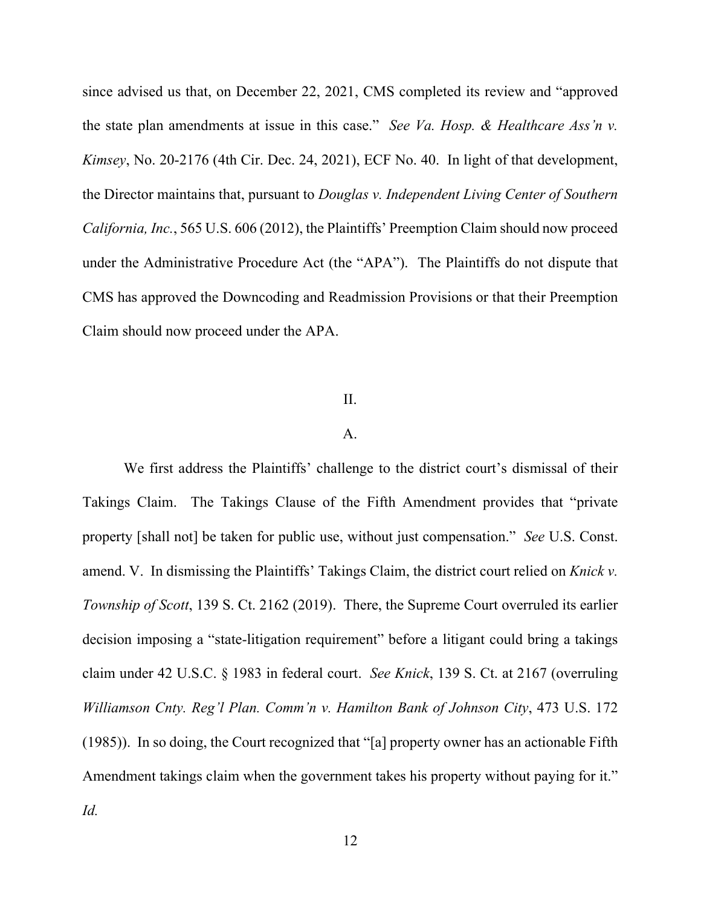since advised us that, on December 22, 2021, CMS completed its review and "approved the state plan amendments at issue in this case." *See Va. Hosp. & Healthcare Ass'n v. Kimsey*, No. 20-2176 (4th Cir. Dec. 24, 2021), ECF No. 40. In light of that development, the Director maintains that, pursuant to *Douglas v. Independent Living Center of Southern California, Inc.*, 565 U.S. 606 (2012), the Plaintiffs' Preemption Claim should now proceed under the Administrative Procedure Act (the "APA"). The Plaintiffs do not dispute that CMS has approved the Downcoding and Readmission Provisions or that their Preemption Claim should now proceed under the APA.

## II.

### A.

We first address the Plaintiffs' challenge to the district court's dismissal of their Takings Claim. The Takings Clause of the Fifth Amendment provides that "private property [shall not] be taken for public use, without just compensation." *See* U.S. Const. amend. V. In dismissing the Plaintiffs' Takings Claim, the district court relied on *Knick v. Township of Scott*, 139 S. Ct. 2162 (2019). There, the Supreme Court overruled its earlier decision imposing a "state-litigation requirement" before a litigant could bring a takings claim under 42 U.S.C. § 1983 in federal court. *See Knick*, 139 S. Ct. at 2167 (overruling *Williamson Cnty. Reg'l Plan. Comm'n v. Hamilton Bank of Johnson City*, 473 U.S. 172 (1985)). In so doing, the Court recognized that "[a] property owner has an actionable Fifth Amendment takings claim when the government takes his property without paying for it." *Id.*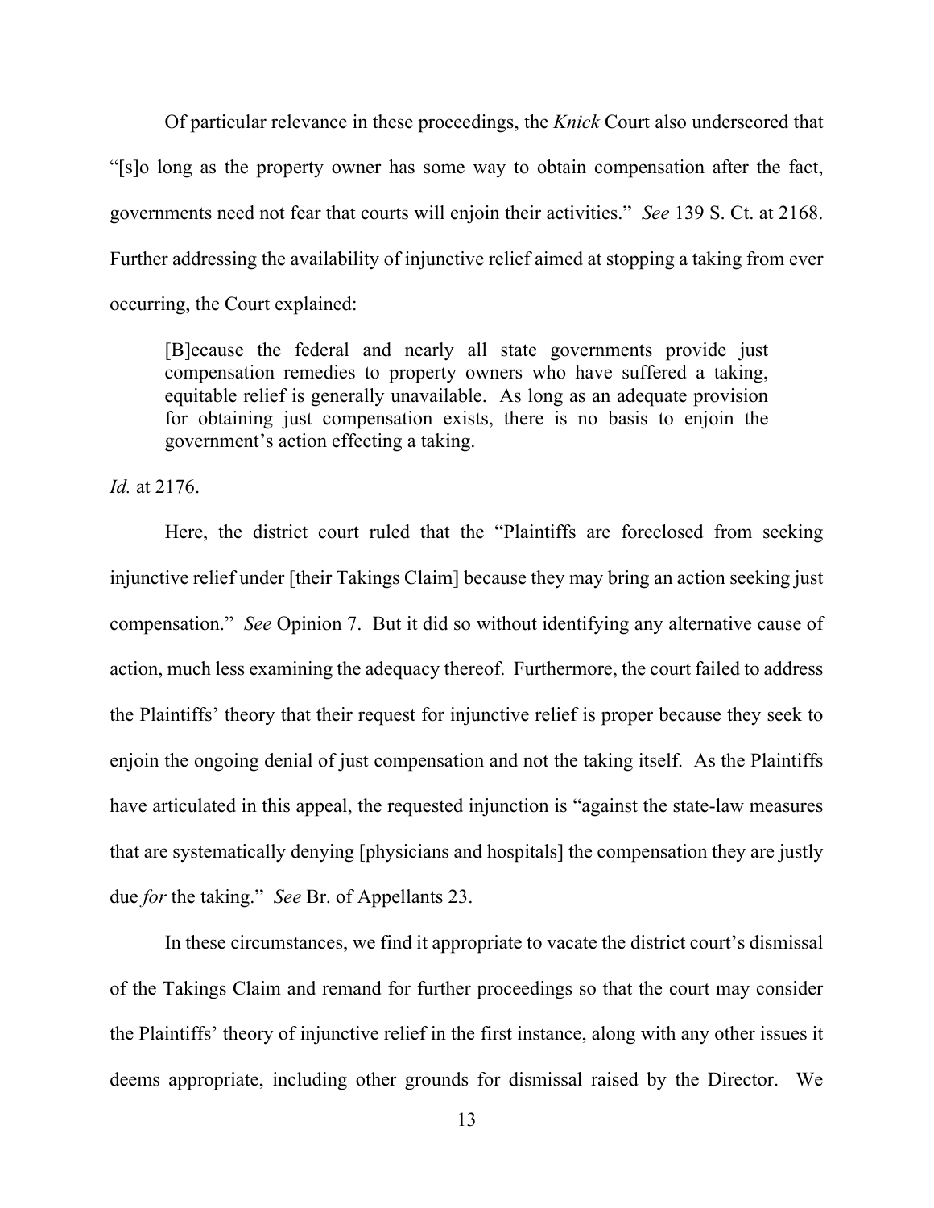Of particular relevance in these proceedings, the *Knick* Court also underscored that "[s]o long as the property owner has some way to obtain compensation after the fact, governments need not fear that courts will enjoin their activities." *See* 139 S. Ct. at 2168. Further addressing the availability of injunctive relief aimed at stopping a taking from ever occurring, the Court explained:

> [B]ecause the federal and nearly all state governments provide just compensation remedies to property owners who have suffered a taking, equitable relief is generally unavailable. As long as an adequate provision for obtaining just compensation exists, there is no basis to enjoin the government's action effecting a taking.

*Id.* at 2176.

Here, the district court ruled that the "Plaintiffs are foreclosed from seeking injunctive relief under [their Takings Claim] because they may bring an action seeking just compensation." *See* Opinion 7. But it did so without identifying any alternative cause of action, much less examining the adequacy thereof. Furthermore, the court failed to address the Plaintiffs' theory that their request for injunctive relief is proper because they seek to enjoin the ongoing denial of just compensation and not the taking itself. As the Plaintiffs have articulated in this appeal, the requested injunction is "against the state-law measures that are systematically denying [physicians and hospitals] the compensation they are justly due *for* the taking." *See* Br. of Appellants 23.

In these circumstances, we find it appropriate to vacate the district court's dismissal of the Takings Claim and remand for further proceedings so that the court may consider the Plaintiffs' theory of injunctive relief in the first instance, along with any other issues it deems appropriate, including other grounds for dismissal raised by the Director. We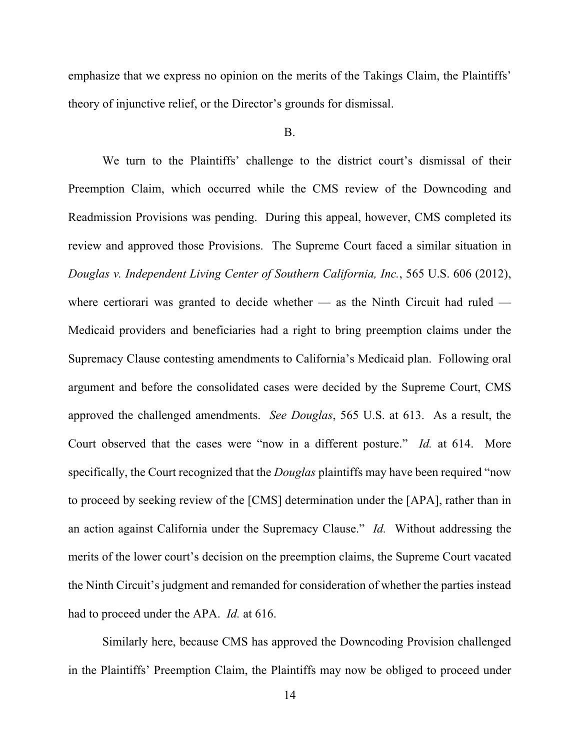emphasize that we express no opinion on the merits of the Takings Claim, the Plaintiffs' theory of injunctive relief, or the Director's grounds for dismissal.

B.

We turn to the Plaintiffs' challenge to the district court's dismissal of their Preemption Claim, which occurred while the CMS review of the Downcoding and Readmission Provisions was pending. During this appeal, however, CMS completed its review and approved those Provisions. The Supreme Court faced a similar situation in *Douglas v. Independent Living Center of Southern California, Inc.*, 565 U.S. 606 (2012), where certiorari was granted to decide whether — as the Ninth Circuit had ruled — Medicaid providers and beneficiaries had a right to bring preemption claims under the Supremacy Clause contesting amendments to California's Medicaid plan. Following oral argument and before the consolidated cases were decided by the Supreme Court, CMS approved the challenged amendments. *See Douglas*, 565 U.S. at 613. As a result, the Court observed that the cases were "now in a different posture." *Id.* at 614. More specifically, the Court recognized that the *Douglas* plaintiffs may have been required "now to proceed by seeking review of the [CMS] determination under the [APA], rather than in an action against California under the Supremacy Clause." *Id.* Without addressing the merits of the lower court's decision on the preemption claims, the Supreme Court vacated the Ninth Circuit's judgment and remanded for consideration of whether the parties instead had to proceed under the APA. *Id.* at 616.

Similarly here, because CMS has approved the Downcoding Provision challenged in the Plaintiffs' Preemption Claim, the Plaintiffs may now be obliged to proceed under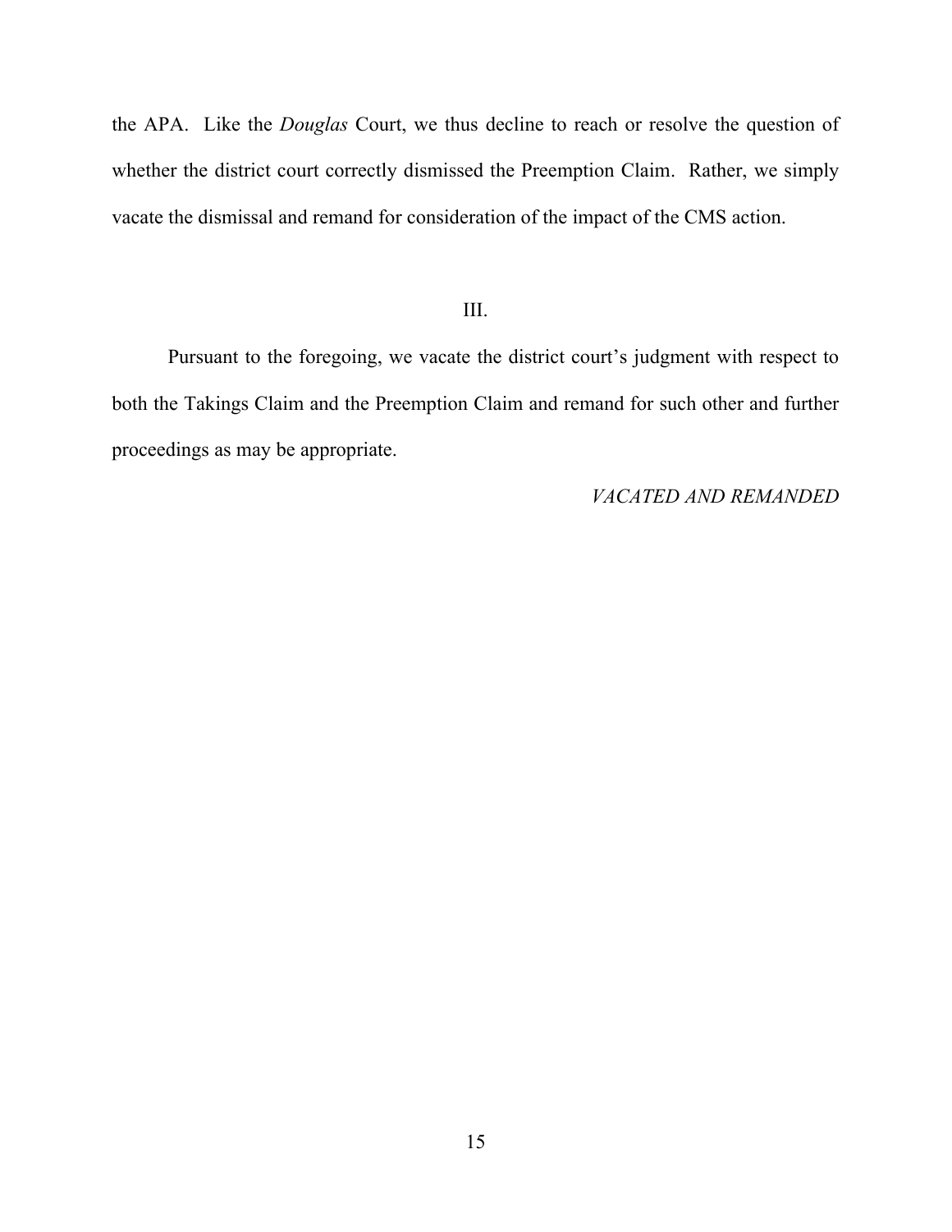the APA. Like the *Douglas* Court, we thus decline to reach or resolve the question of whether the district court correctly dismissed the Preemption Claim. Rather, we simply vacate the dismissal and remand for consideration of the impact of the CMS action.

## III.

Pursuant to the foregoing, we vacate the district court's judgment with respect to both the Takings Claim and the Preemption Claim and remand for such other and further proceedings as may be appropriate.

*VACATED AND REMANDED*